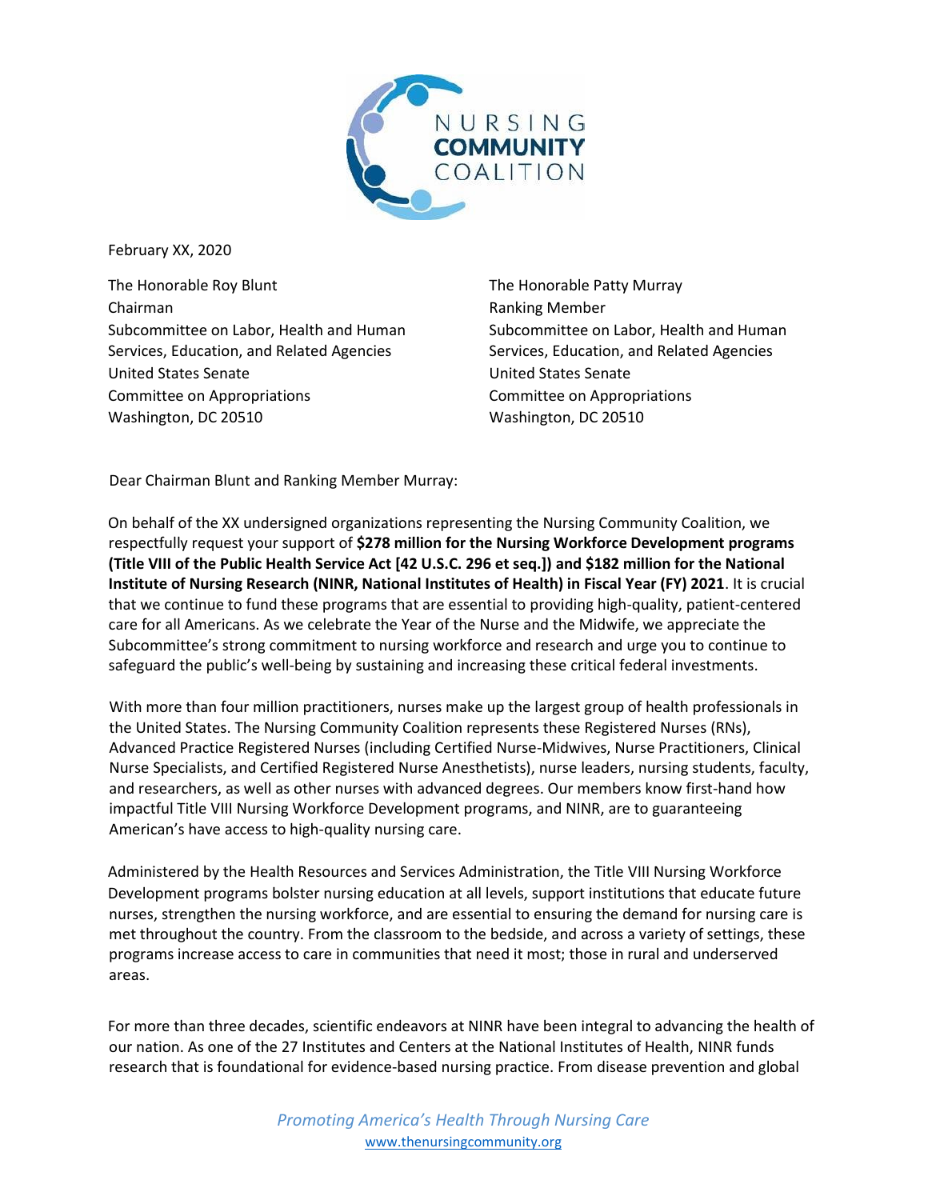February XX, 2020

The Honorable Roy Blunt
Chairman
Subcommittee on Labor, Health and Human Services, Education, and Related Agencies
United States Senate
Committee on Appropriations
Washington, DC 20510

The Honorable Patty Murray
Ranking Member
Subcommittee on Labor, Health and Human Services, Education, and Related Agencies
United States Senate
Committee on Appropriations
Washington, DC 20510

Dear Chairman Blunt and Ranking Member Murray:

On behalf of the XX undersigned organizations representing the Nursing Community Coalition, we respectfully request your support of **$278 million for the Nursing Workforce Development programs (Title VIII of the Public Health Service Act [42 U.S.C. 296 et seq.]) and $182 million for the National Institute of Nursing Research (NINR, National Institutes of Health) in Fiscal Year (FY) 2021**. It is crucial that we continue to fund these programs that are essential to providing high-quality, patient-centered care for all Americans. As we celebrate the Year of the Nurse and the Midwife, we appreciate the Subcommittee's strong commitment to nursing workforce and research and urge you to continue to safeguard the public's well-being by sustaining and increasing these critical federal investments.

With more than four million practitioners, nurses make up the largest group of health professionals in the United States. The Nursing Community Coalition represents these Registered Nurses (RNs), Advanced Practice Registered Nurses (including Certified Nurse-Midwives, Nurse Practitioners, Clinical Nurse Specialists, and Certified Registered Nurse Anesthetists), nurse leaders, nursing students, faculty, and researchers, as well as other nurses with advanced degrees. Our members know first-hand how impactful Title VIII Nursing Workforce Development programs, and NINR, are to guaranteeing American's have access to high-quality nursing care.

Administered by the Health Resources and Services Administration, the Title VIII Nursing Workforce Development programs bolster nursing education at all levels, support institutions that educate future nurses, strengthen the nursing workforce, and are essential to ensuring the demand for nursing care is met throughout the country. From the classroom to the bedside, and across a variety of settings, these programs increase access to care in communities that need it most; those in rural and underserved areas.

For more than three decades, scientific endeavors at NINR have been integral to advancing the health of our nation. As one of the 27 Institutes and Centers at the National Institutes of Health, NINR funds research that is foundational for evidence-based nursing practice. From disease prevention and global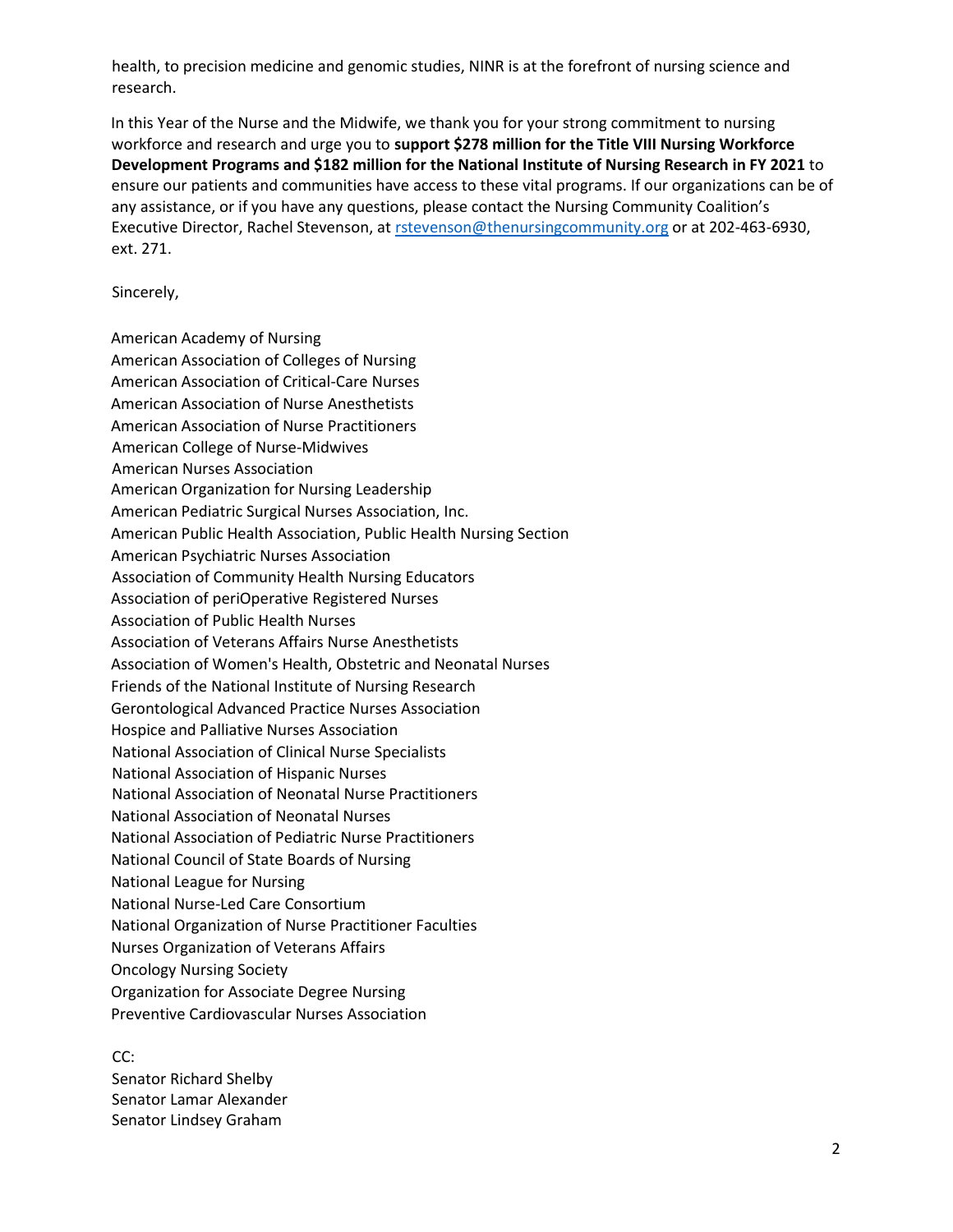health, to precision medicine and genomic studies, NINR is at the forefront of nursing science and research.

In this Year of the Nurse and the Midwife, we thank you for your strong commitment to nursing workforce and research and urge you to **support $278 million for the Title VIII Nursing Workforce Development Programs and $182 million for the National Institute of Nursing Research in FY 2021** to ensure our patients and communities have access to these vital programs. If our organizations can be of any assistance, or if you have any questions, please contact the Nursing Community Coalition's Executive Director, Rachel Stevenson, at [rstevenson@thenursingcommunity.org](mailto:rstevenson@thenursingcommunity.org) or at 202-463-6930, ext. 271.

Sincerely,

American Academy of Nursing  
American Association of Colleges of Nursing  
American Association of Critical-Care Nurses  
American Association of Nurse Anesthetists  
American Association of Nurse Practitioners  
American College of Nurse-Midwives  
American Nurses Association  
American Organization for Nursing Leadership  
American Pediatric Surgical Nurses Association, Inc.  
American Public Health Association, Public Health Nursing Section  
American Psychiatric Nurses Association  
Association of Community Health Nursing Educators  
Association of periOperative Registered Nurses  
Association of Public Health Nurses  
Association of Veterans Affairs Nurse Anesthetists  
Association of Women's Health, Obstetric and Neonatal Nurses  
Friends of the National Institute of Nursing Research  
Gerontological Advanced Practice Nurses Association  
Hospice and Palliative Nurses Association  
National Association of Clinical Nurse Specialists  
National Association of Hispanic Nurses  
National Association of Neonatal Nurse Practitioners  
National Association of Neonatal Nurses  
National Association of Pediatric Nurse Practitioners  
National Council of State Boards of Nursing  
National League for Nursing  
National Nurse-Led Care Consortium  
National Organization of Nurse Practitioner Faculties  
Nurses Organization of Veterans Affairs  
Oncology Nursing Society  
Organization for Associate Degree Nursing  
Preventive Cardiovascular Nurses Association

CC:  
Senator Richard Shelby  
Senator Lamar Alexander  
Senator Lindsey Graham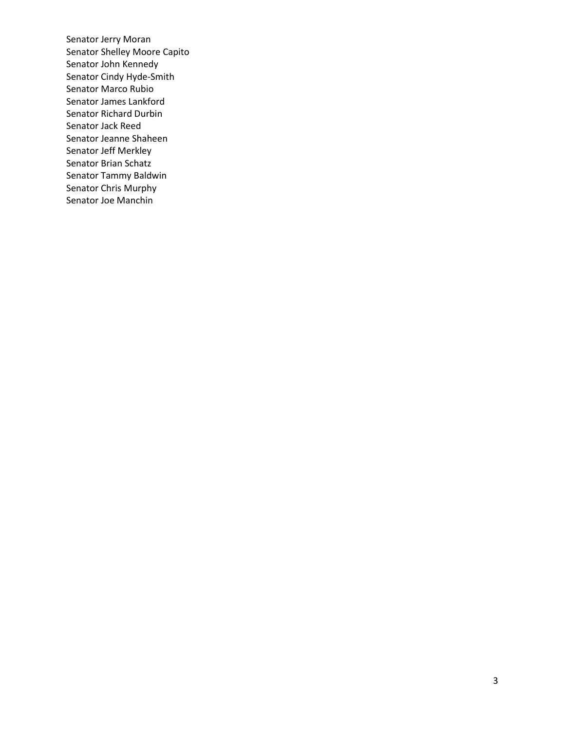Senator Jerry Moran
Senator Shelley Moore Capito
Senator John Kennedy
Senator Cindy Hyde-Smith
Senator Marco Rubio
Senator James Lankford
Senator Richard Durbin
Senator Jack Reed
Senator Jeanne Shaheen
Senator Jeff Merkley
Senator Brian Schatz
Senator Tammy Baldwin
Senator Chris Murphy
Senator Joe Manchin